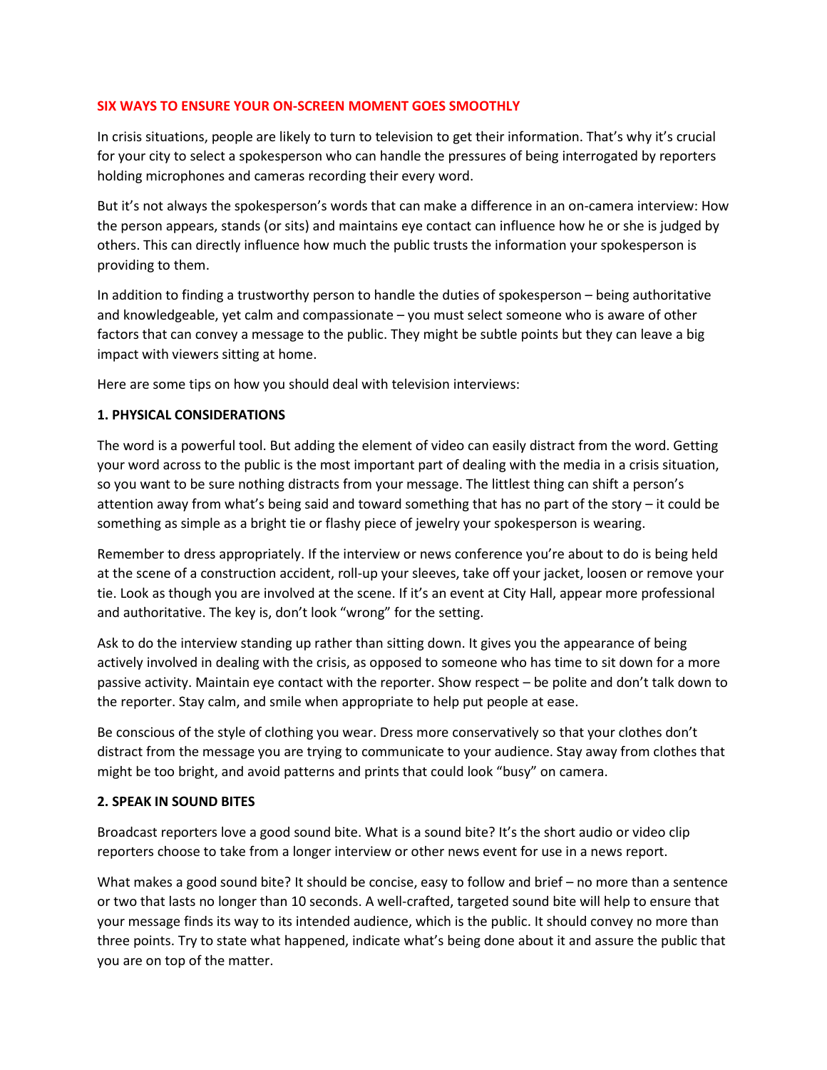# SIX WAYS TO ENSURE YOUR ON-SCREEN MOMENT GOES SMOOTHLY

In crisis situations, people are likely to turn to television to get their information. That's why it's crucial for your city to select a spokesperson who can handle the pressures of being interrogated by reporters holding microphones and cameras recording their every word.

But it's not always the spokesperson's words that can make a difference in an on-camera interview: How the person appears, stands (or sits) and maintains eye contact can influence how he or she is judged by others. This can directly influence how much the public trusts the information your spokesperson is providing to them.

In addition to finding a trustworthy person to handle the duties of spokesperson – being authoritative and knowledgeable, yet calm and compassionate – you must select someone who is aware of other factors that can convey a message to the public. They might be subtle points but they can leave a big impact with viewers sitting at home.

Here are some tips on how you should deal with television interviews:

## 1. PHYSICAL CONSIDERATIONS

The word is a powerful tool. But adding the element of video can easily distract from the word. Getting your word across to the public is the most important part of dealing with the media in a crisis situation, so you want to be sure nothing distracts from your message. The littlest thing can shift a person's attention away from what's being said and toward something that has no part of the story – it could be something as simple as a bright tie or flashy piece of jewelry your spokesperson is wearing.

Remember to dress appropriately. If the interview or news conference you're about to do is being held at the scene of a construction accident, roll-up your sleeves, take off your jacket, loosen or remove your tie. Look as though you are involved at the scene. If it's an event at City Hall, appear more professional and authoritative. The key is, don't look "wrong" for the setting.

Ask to do the interview standing up rather than sitting down. It gives you the appearance of being actively involved in dealing with the crisis, as opposed to someone who has time to sit down for a more passive activity. Maintain eye contact with the reporter. Show respect – be polite and don't talk down to the reporter. Stay calm, and smile when appropriate to help put people at ease.

Be conscious of the style of clothing you wear. Dress more conservatively so that your clothes don't distract from the message you are trying to communicate to your audience. Stay away from clothes that might be too bright, and avoid patterns and prints that could look "busy" on camera.

## 2. SPEAK IN SOUND BITES

Broadcast reporters love a good sound bite. What is a sound bite? It's the short audio or video clip reporters choose to take from a longer interview or other news event for use in a news report.

What makes a good sound bite? It should be concise, easy to follow and brief – no more than a sentence or two that lasts no longer than 10 seconds. A well-crafted, targeted sound bite will help to ensure that your message finds its way to its intended audience, which is the public. It should convey no more than three points. Try to state what happened, indicate what's being done about it and assure the public that you are on top of the matter.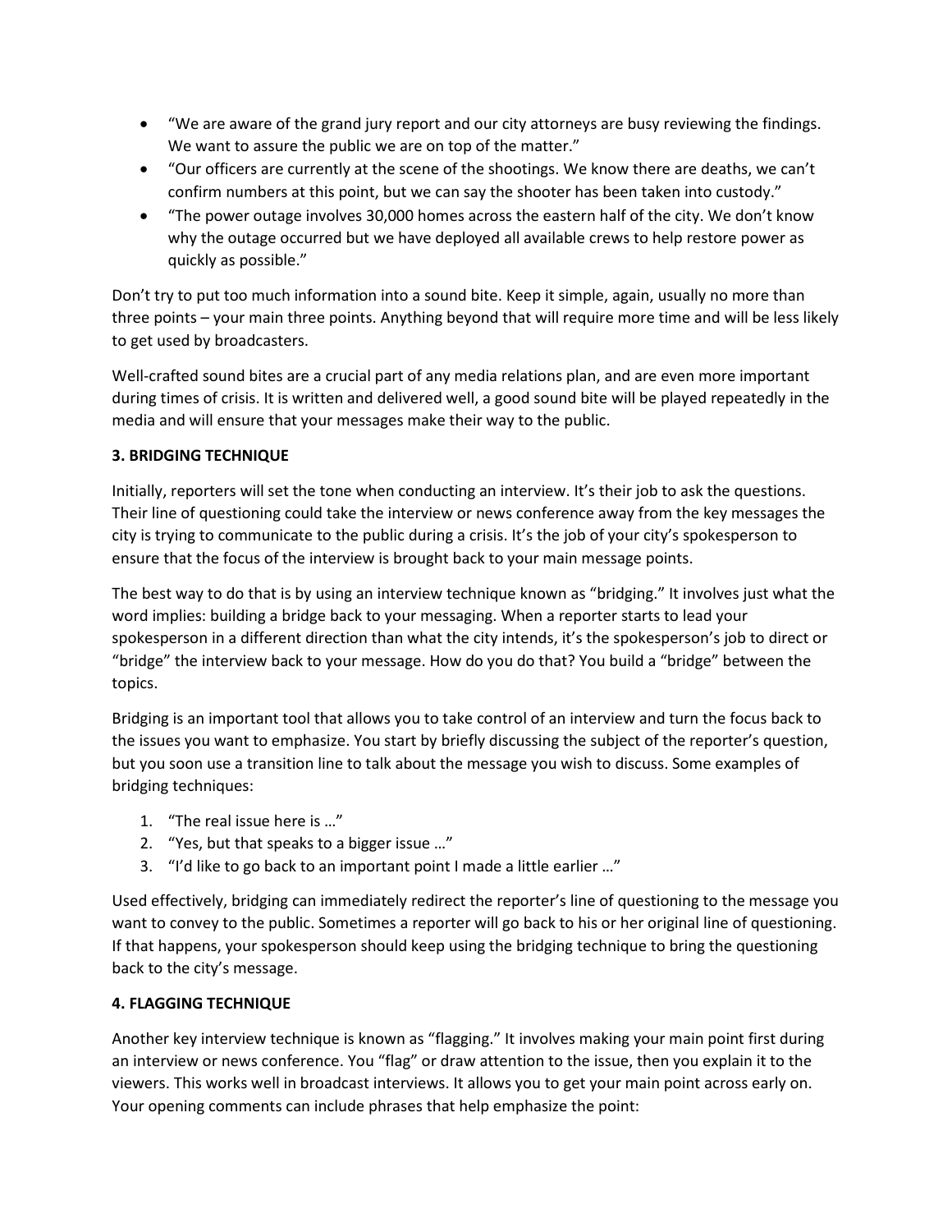- "We are aware of the grand jury report and our city attorneys are busy reviewing the findings. We want to assure the public we are on top of the matter."
- "Our officers are currently at the scene of the shootings. We know there are deaths, we can't confirm numbers at this point, but we can say the shooter has been taken into custody."
- "The power outage involves 30,000 homes across the eastern half of the city. We don't know why the outage occurred but we have deployed all available crews to help restore power as quickly as possible."

Don't try to put too much information into a sound bite. Keep it simple, again, usually no more than three points – your main three points. Anything beyond that will require more time and will be less likely to get used by broadcasters.

Well-crafted sound bites are a crucial part of any media relations plan, and are even more important during times of crisis. It is written and delivered well, a good sound bite will be played repeatedly in the media and will ensure that your messages make their way to the public.

**3. BRIDGING TECHNIQUE**

Initially, reporters will set the tone when conducting an interview. It's their job to ask the questions. Their line of questioning could take the interview or news conference away from the key messages the city is trying to communicate to the public during a crisis. It's the job of your city's spokesperson to ensure that the focus of the interview is brought back to your main message points.

The best way to do that is by using an interview technique known as "bridging." It involves just what the word implies: building a bridge back to your messaging. When a reporter starts to lead your spokesperson in a different direction than what the city intends, it's the spokesperson's job to direct or "bridge" the interview back to your message. How do you do that? You build a "bridge" between the topics.

Bridging is an important tool that allows you to take control of an interview and turn the focus back to the issues you want to emphasize. You start by briefly discussing the subject of the reporter's question, but you soon use a transition line to talk about the message you wish to discuss. Some examples of bridging techniques:

1. "The real issue here is …"
2. "Yes, but that speaks to a bigger issue …"
3. "I'd like to go back to an important point I made a little earlier …"

Used effectively, bridging can immediately redirect the reporter's line of questioning to the message you want to convey to the public. Sometimes a reporter will go back to his or her original line of questioning. If that happens, your spokesperson should keep using the bridging technique to bring the questioning back to the city's message.

**4. FLAGGING TECHNIQUE**

Another key interview technique is known as "flagging." It involves making your main point first during an interview or news conference. You "flag" or draw attention to the issue, then you explain it to the viewers. This works well in broadcast interviews. It allows you to get your main point across early on. Your opening comments can include phrases that help emphasize the point: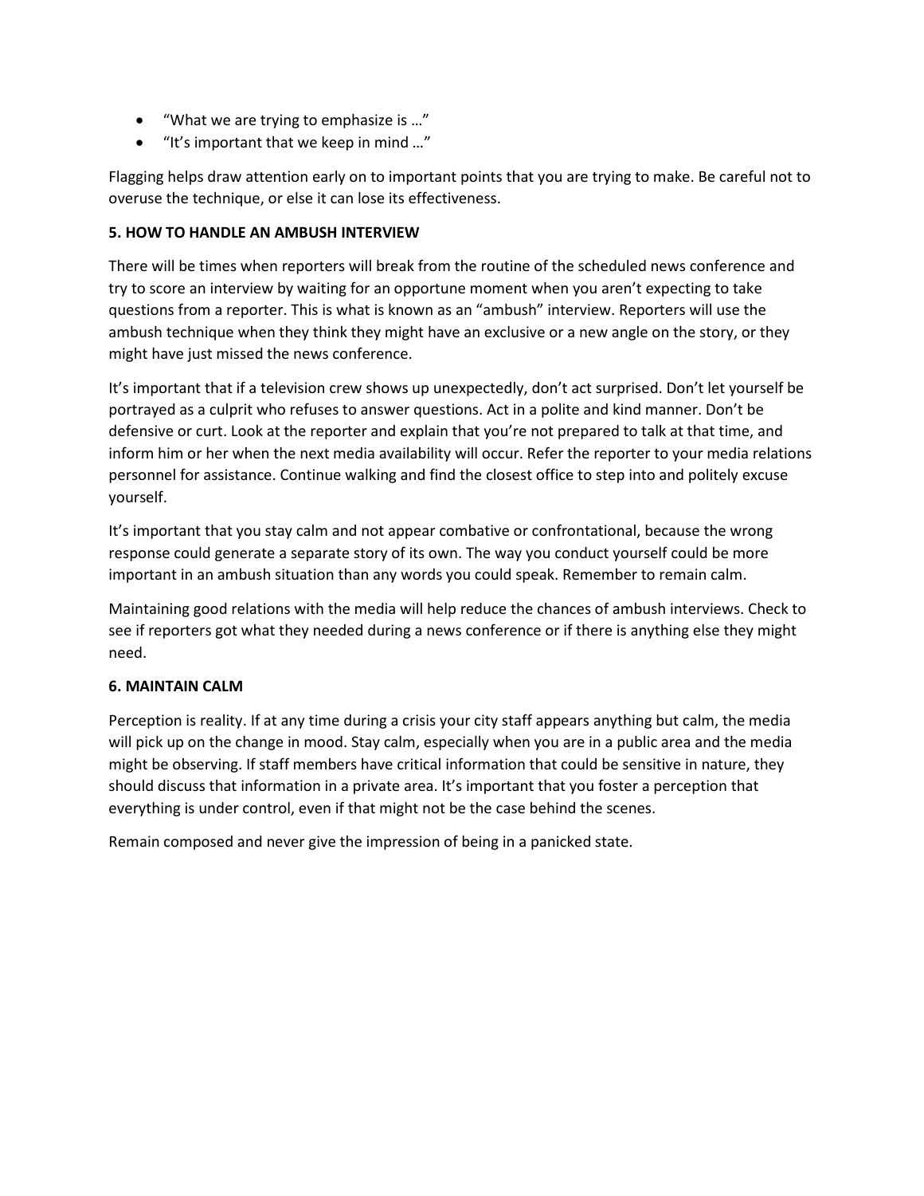- “What we are trying to emphasize is …”
- “It’s important that we keep in mind …”

Flagging helps draw attention early on to important points that you are trying to make. Be careful not to overuse the technique, or else it can lose its effectiveness.

**5. HOW TO HANDLE AN AMBUSH INTERVIEW**

There will be times when reporters will break from the routine of the scheduled news conference and try to score an interview by waiting for an opportune moment when you aren’t expecting to take questions from a reporter. This is what is known as an “ambush” interview. Reporters will use the ambush technique when they think they might have an exclusive or a new angle on the story, or they might have just missed the news conference.

It’s important that if a television crew shows up unexpectedly, don’t act surprised. Don’t let yourself be portrayed as a culprit who refuses to answer questions. Act in a polite and kind manner. Don’t be defensive or curt. Look at the reporter and explain that you’re not prepared to talk at that time, and inform him or her when the next media availability will occur. Refer the reporter to your media relations personnel for assistance. Continue walking and find the closest office to step into and politely excuse yourself.

It’s important that you stay calm and not appear combative or confrontational, because the wrong response could generate a separate story of its own. The way you conduct yourself could be more important in an ambush situation than any words you could speak. Remember to remain calm.

Maintaining good relations with the media will help reduce the chances of ambush interviews. Check to see if reporters got what they needed during a news conference or if there is anything else they might need.

**6. MAINTAIN CALM**

Perception is reality. If at any time during a crisis your city staff appears anything but calm, the media will pick up on the change in mood. Stay calm, especially when you are in a public area and the media might be observing. If staff members have critical information that could be sensitive in nature, they should discuss that information in a private area. It’s important that you foster a perception that everything is under control, even if that might not be the case behind the scenes.

Remain composed and never give the impression of being in a panicked state.